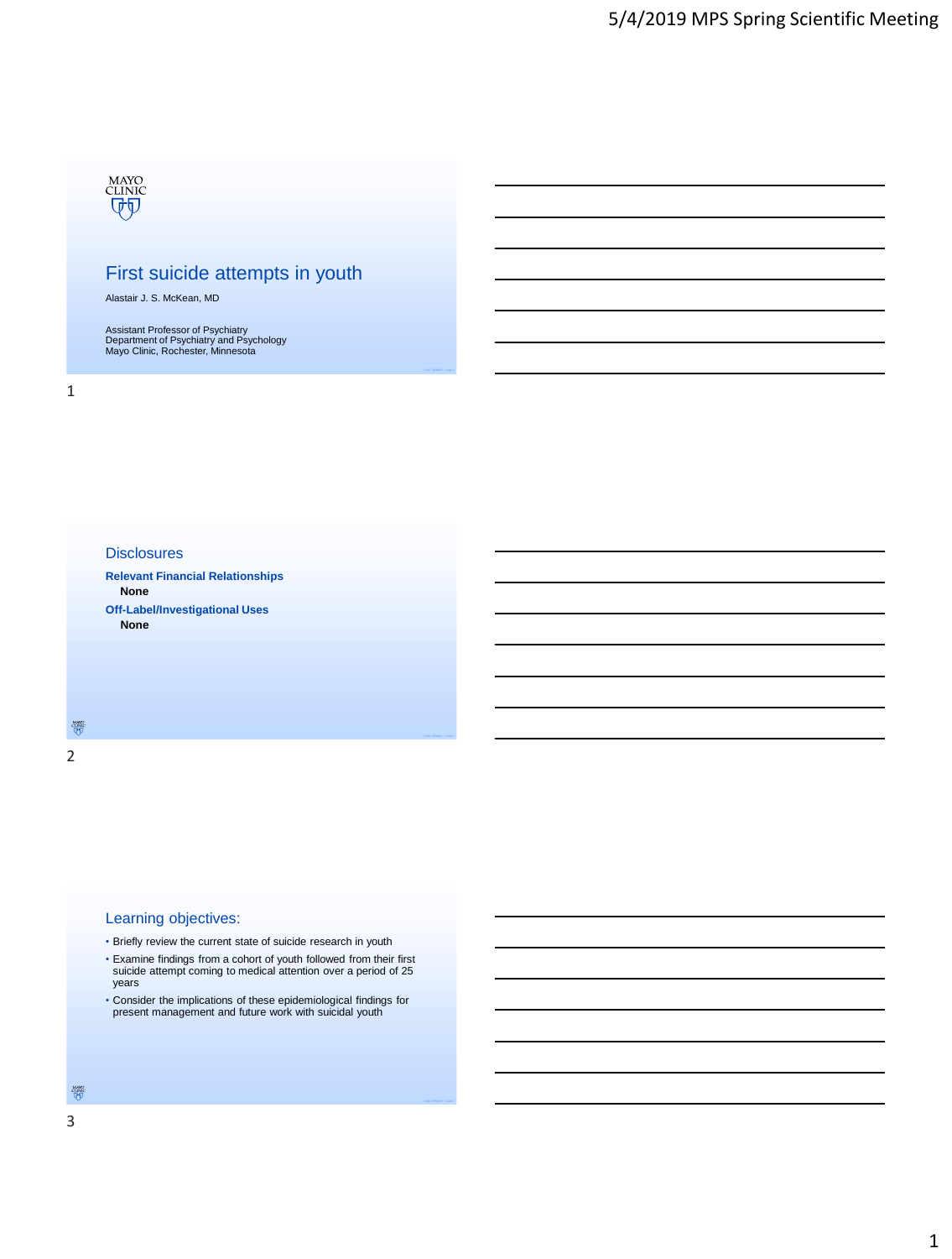MAYO CLINIC

# First suicide attempts in youth

Alastair J. S. McKean, MD

Assistant Professor of Psychiatry
Department of Psychiatry and Psychology
Mayo Clinic, Rochester, Minnesota

## Disclosures

**Relevant Financial Relationships**

**None**

**Off-Label/Investigational Uses**

**None**

## Learning objectives:

- Briefly review the current state of suicide research in youth
- Examine findings from a cohort of youth followed from their first suicide attempt coming to medical attention over a period of 25 years
- Consider the implications of these epidemiological findings for present management and future work with suicidal youth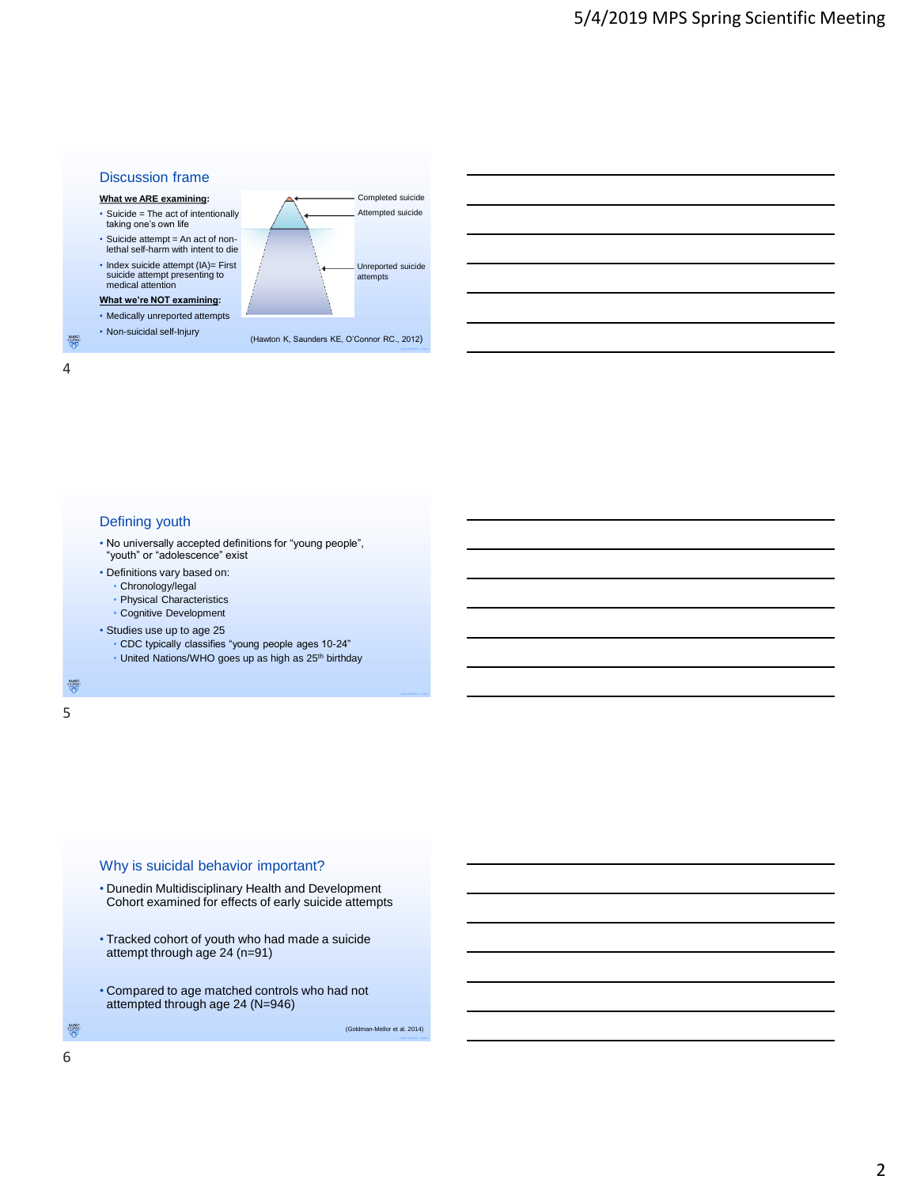## Discussion frame

**What we ARE examining:**

- Suicide = The act of intentionally taking one's own life
- Suicide attempt = An act of non-lethal self-harm with intent to die
- Index suicide attempt (IA)= First suicide attempt presenting to medical attention

**What we're NOT examining:**

- Medically unreported attempts
- Non-suicidal self-Injury

Completed suicide

Attempted suicide

Unreported suicide attempts

(Hawton K, Saunders KE, O'Connor RC., 2012)

## Defining youth

- No universally accepted definitions for "young people", "youth" or "adolescence" exist
- Definitions vary based on:
  - Chronology/legal
  - Physical Characteristics
  - Cognitive Development
- Studies use up to age 25
  - CDC typically classifies "young people ages 10-24"
  - United Nations/WHO goes up as high as 25th birthday

## Why is suicidal behavior important?

- Dunedin Multidisciplinary Health and Development Cohort examined for effects of early suicide attempts
- Tracked cohort of youth who had made a suicide attempt through age 24 (n=91)
- Compared to age matched controls who had not attempted through age 24 (N=946)

(Goldman-Mellor et al. 2014)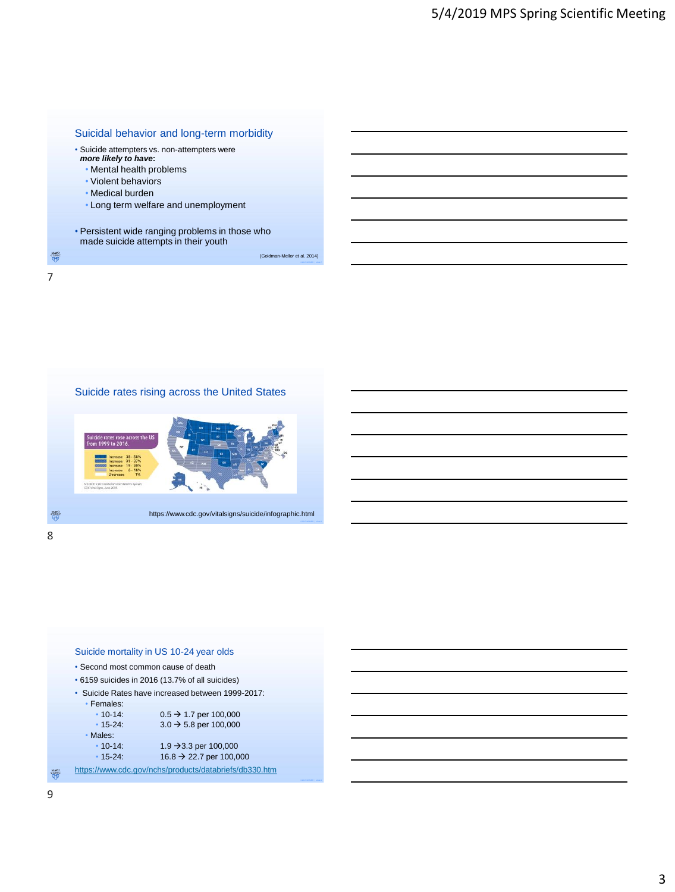## Suicidal behavior and long-term morbidity

- Suicide attempters vs. non-attempters were ***more likely to have:***
  - Mental health problems
  - Violent behaviors
  - Medical burden
  - Long term welfare and unemployment

- Persistent wide ranging problems in those who made suicide attempts in their youth

(Goldman-Mellor et al. 2014)

## Suicide rates rising across the United States

https://www.cdc.gov/vitalsigns/suicide/infographic.html

## Suicide mortality in US 10-24 year olds

- Second most common cause of death
- 6159 suicides in 2016 (13.7% of all suicides)
- Suicide Rates have increased between 1999-2017:
  - Females:
    - 10-14: 0.5 → 1.7 per 100,000
    - 15-24: 3.0 → 5.8 per 100,000
  - Males:
    - 10-14: 1.9 →3.3 per 100,000
    - 15-24: 16.8 → 22.7 per 100,000

https://www.cdc.gov/nchs/products/databriefs/db330.htm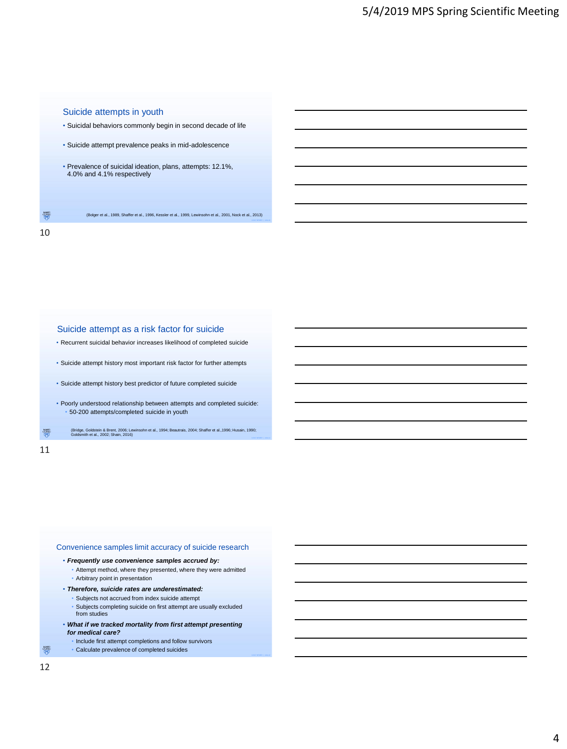## Suicide attempts in youth

- Suicidal behaviors commonly begin in second decade of life
- Suicide attempt prevalence peaks in mid-adolescence
- Prevalence of suicidal ideation, plans, attempts: 12.1%, 4.0% and 4.1% respectively

(Bolger et al., 1989, Shaffer et al., 1996, Kessler et al., 1999, Lewinsohn et al., 2001, Nock et al., 2013)

## Suicide attempt as a risk factor for suicide

- Recurrent suicidal behavior increases likelihood of completed suicide
- Suicide attempt history most important risk factor for further attempts
- Suicide attempt history best predictor of future completed suicide
- Poorly understood relationship between attempts and completed suicide:
  - 50-200 attempts/completed suicide in youth

(Bridge, Goldstein & Brent, 2006; Lewinsohn et al., 1994; Beautrais, 2004; Shaffer et al.,1996; Husain, 1990; Goldsmith et al., 2002; Shain, 2016)

## Convenience samples limit accuracy of suicide research

- ***Frequently use convenience samples accrued by:***
  - Attempt method, where they presented, where they were admitted
  - Arbitrary point in presentation
- ***Therefore, suicide rates are underestimated:***
  - Subjects not accrued from index suicide attempt
  - Subjects completing suicide on first attempt are usually excluded from studies
- ***What if we tracked mortality from first attempt presenting for medical care?***
  - Include first attempt completions and follow survivors
  - Calculate prevalence of completed suicides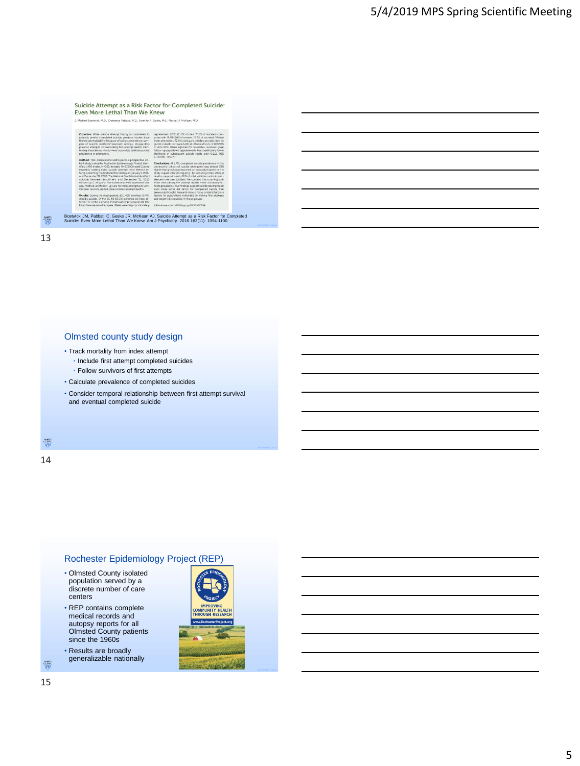Suicide Attempt as a Risk Factor for Completed Suicide: Even More Lethal Than We Knew

J. Michael Bostwick, M.D., Chaitanya Pabbati, M.D., Jennifer R. Geske, M.S., Alastair J. McKean, M.D.

Bostwick JM, Pabbati C, Geske JR, McKean AJ. Suicide Attempt as a Risk Factor for Completed Suicide: Even More Lethal Than We Knew. Am J Psychiatry. 2016 163(11): 1094-1100.

## Olmsted county study design

- Track mortality from index attempt
  - Include first attempt completed suicides
  - Follow survivors of first attempts
- Calculate prevalence of completed suicides
- Consider temporal relationship between first attempt survival and eventual completed suicide

## Rochester Epidemiology Project (REP)

- Olmsted County isolated population served by a discrete number of care centers
- REP contains complete medical records and autopsy reports for all Olmsted County patients since the 1960s
- Results are broadly generalizable nationally

ROCHESTER EPIDEMIOLOGY PROJECT

IMPROVING COMMUNITY HEALTH THROUGH RESEARCH

www.RochesterProject.org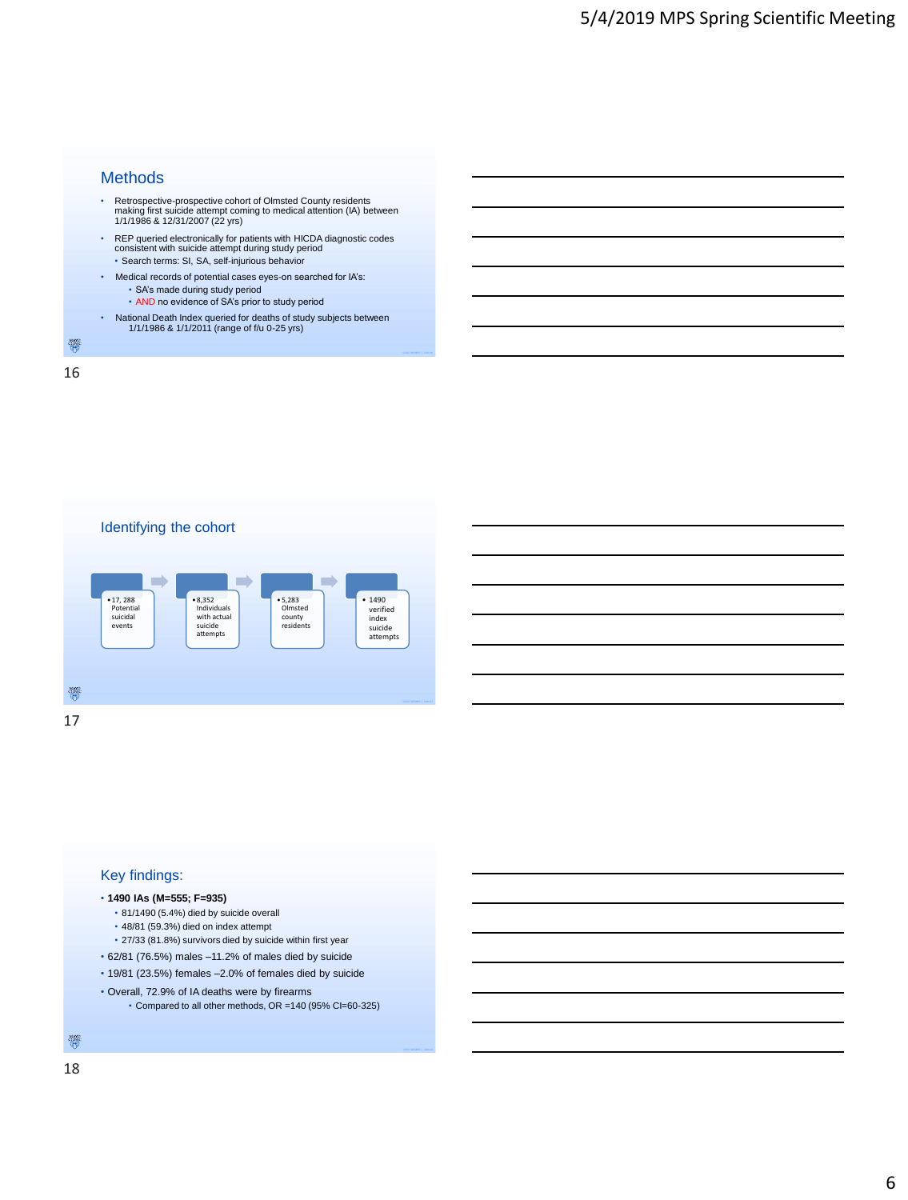## Methods

- Retrospective-prospective cohort of Olmsted County residents making first suicide attempt coming to medical attention (IA) between 1/1/1986 & 12/31/2007 (22 yrs)
- REP queried electronically for patients with HICDA diagnostic codes consistent with suicide attempt during study period
  - Search terms: SI, SA, self-injurious behavior
- Medical records of potential cases eyes-on searched for IA's:
  - SA's made during study period
  - AND no evidence of SA's prior to study period
- National Death Index queried for deaths of study subjects between 1/1/1986 & 1/1/2011 (range of f/u 0-25 yrs)

## Identifying the cohort

- 17, 288 Potential suicidal events
- 8,352 Individuals with actual suicide attempts
- 5,283 Olmsted county residents
- 1490 verified index suicide attempts

## Key findings:

- **1490 IAs (M=555; F=935)**
  - 81/1490 (5.4%) died by suicide overall
  - 48/81 (59.3%) died on index attempt
  - 27/33 (81.8%) survivors died by suicide within first year
- 62/81 (76.5%) males –11.2% of males died by suicide
- 19/81 (23.5%) females –2.0% of females died by suicide
- Overall, 72.9% of IA deaths were by firearms
  - Compared to all other methods, OR =140 (95% CI=60-325)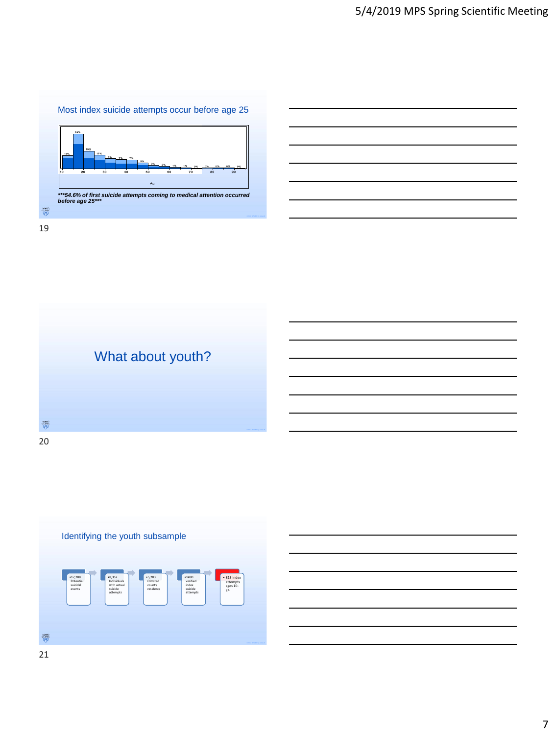## Most index suicide attempts occur before age 25

| 11% | 29% | 15% | 11% | 8% | 7% | 7% | 5% | 3% | 2% | 1% | 1% | 0% | 0% | 0% | 0% | 0% |
|---|---|---|---|---|---|---|---|---|---|---|---|---|---|---|---|---|

10 20 30 40 50 60 70 80 90

Ag

***54.6% of first suicide attempts coming to medical attention occurred before age 25***

## What about youth?

## Identifying the youth subsample

- 17,288 Potential suicidal events
- 8,352 Individuals with actual suicide attempts
- 5,283 Olmsted county residents
- 1490 verified index suicide attempts
- 813 index attempts ages 10-24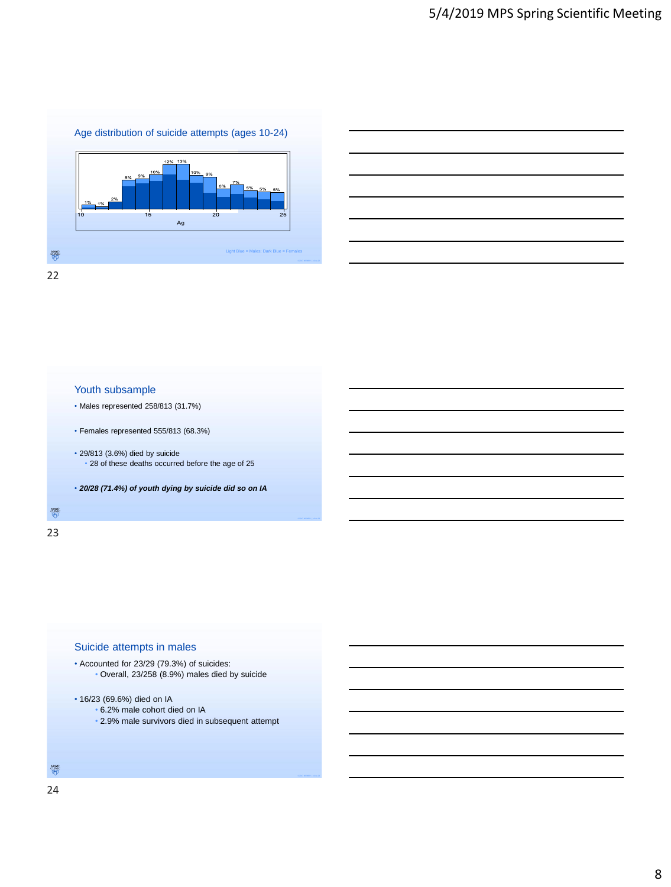## Age distribution of suicide attempts (ages 10-24)

1% 1% 2% 8% 9% 10% 12% 13% 10% 9% 6% 7% 5% 5% 5%

10 15 20 25

Ag

Light Blue = Males; Dark Blue = Females

## Youth subsample

- Males represented 258/813 (31.7%)
- Females represented 555/813 (68.3%)
- 29/813 (3.6%) died by suicide
  - 28 of these deaths occurred before the age of 25
- ***20/28 (71.4%) of youth dying by suicide did so on IA***

## Suicide attempts in males

- Accounted for 23/29 (79.3%) of suicides:
  - Overall, 23/258 (8.9%) males died by suicide
- 16/23 (69.6%) died on IA
  - 6.2% male cohort died on IA
  - 2.9% male survivors died in subsequent attempt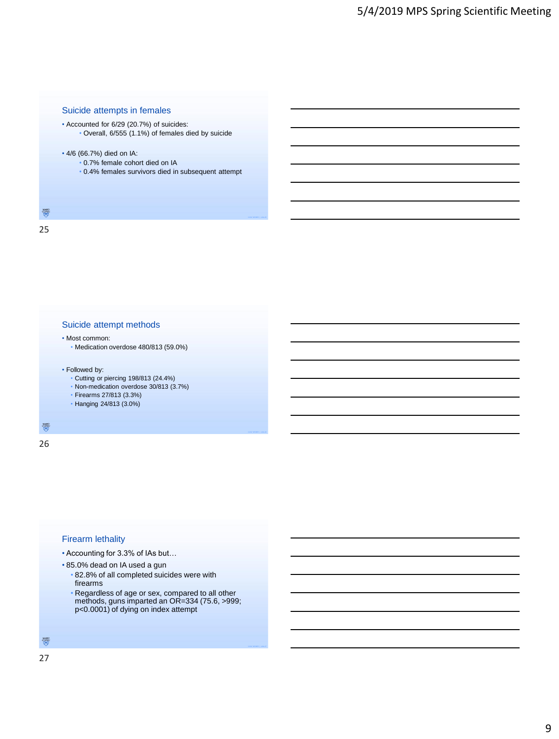## Suicide attempts in females

- Accounted for 6/29 (20.7%) of suicides:
  - Overall, 6/555 (1.1%) of females died by suicide
- 4/6 (66.7%) died on IA:
  - 0.7% female cohort died on IA
  - 0.4% females survivors died in subsequent attempt

## Suicide attempt methods

- Most common:
  - Medication overdose 480/813 (59.0%)
- Followed by:
  - Cutting or piercing 198/813 (24.4%)
  - Non-medication overdose 30/813 (3.7%)
  - Firearms 27/813 (3.3%)
  - Hanging 24/813 (3.0%)

## Firearm lethality

- Accounting for 3.3% of IAs but…
- 85.0% dead on IA used a gun
  - 82.8% of all completed suicides were with firearms
  - Regardless of age or sex, compared to all other methods, guns imparted an OR=334 (75.6, >999; $p<0.0001$) of dying on index attempt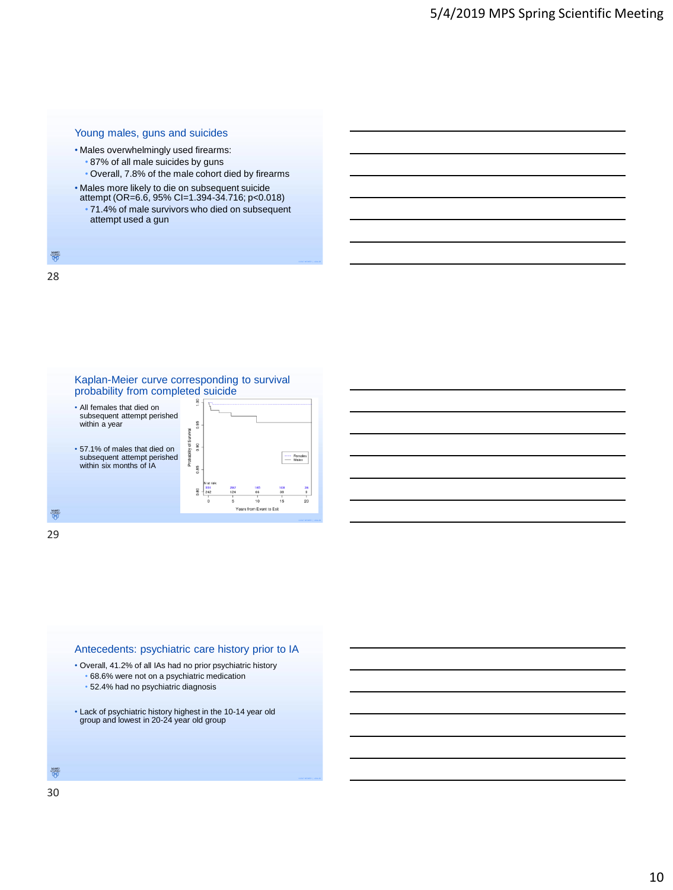## Young males, guns and suicides

- Males overwhelmingly used firearms:
  - 87% of all male suicides by guns
  - Overall, 7.8% of the male cohort died by firearms
- Males more likely to die on subsequent suicide attempt (OR=6.6, 95% CI=1.394-34.716; p<0.018)
  - 71.4% of male survivors who died on subsequent attempt used a gun

## Kaplan-Meier curve corresponding to survival probability from completed suicide

- All females that died on subsequent attempt perished within a year
- 57.1% of males that died on subsequent attempt perished within six months of IA

## Antecedents: psychiatric care history prior to IA

- Overall, 41.2% of all IAs had no prior psychiatric history
  - 68.6% were not on a psychiatric medication
  - 52.4% had no psychiatric diagnosis
- Lack of psychiatric history highest in the 10-14 year old group and lowest in 20-24 year old group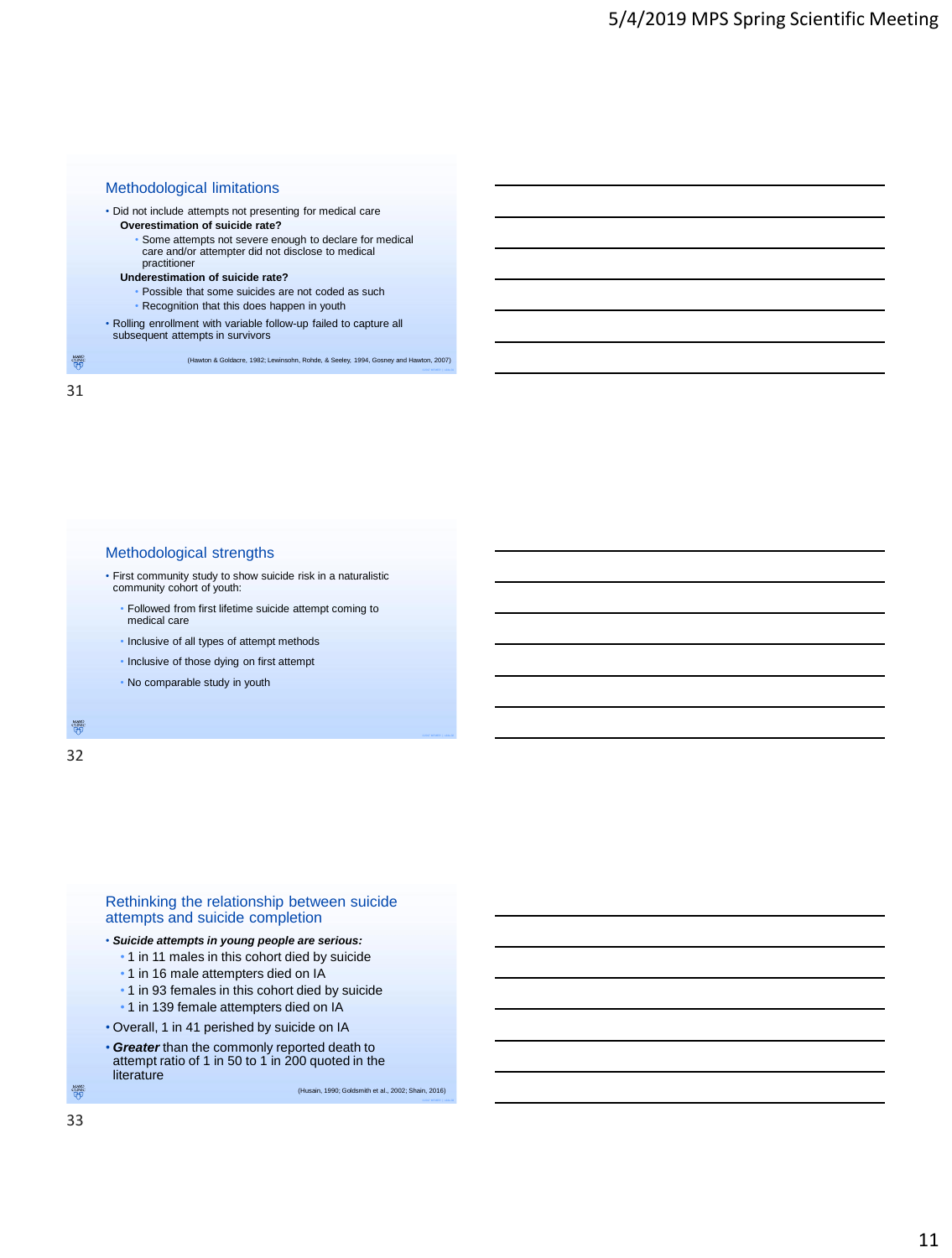## Methodological limitations

- Did not include attempts not presenting for medical care
  - **Overestimation of suicide rate?**
    - Some attempts not severe enough to declare for medical care and/or attempter did not disclose to medical practitioner
  - **Underestimation of suicide rate?**
    - Possible that some suicides are not coded as such
    - Recognition that this does happen in youth
- Rolling enrollment with variable follow-up failed to capture all subsequent attempts in survivors

(Hawton & Goldacre, 1982; Lewinsohn, Rohde, & Seeley, 1994, Gosney and Hawton, 2007)

## Methodological strengths

- First community study to show suicide risk in a naturalistic community cohort of youth:
  - Followed from first lifetime suicide attempt coming to medical care
  - Inclusive of all types of attempt methods
  - Inclusive of those dying on first attempt
  - No comparable study in youth

## Rethinking the relationship between suicide attempts and suicide completion

- ***Suicide attempts in young people are serious:***
  - 1 in 11 males in this cohort died by suicide
  - 1 in 16 male attempters died on IA
  - 1 in 93 females in this cohort died by suicide
  - 1 in 139 female attempters died on IA
- Overall, 1 in 41 perished by suicide on IA
- ***Greater*** than the commonly reported death to attempt ratio of 1 in 50 to 1 in 200 quoted in the literature

(Husain, 1990; Goldsmith et al., 2002; Shain, 2016)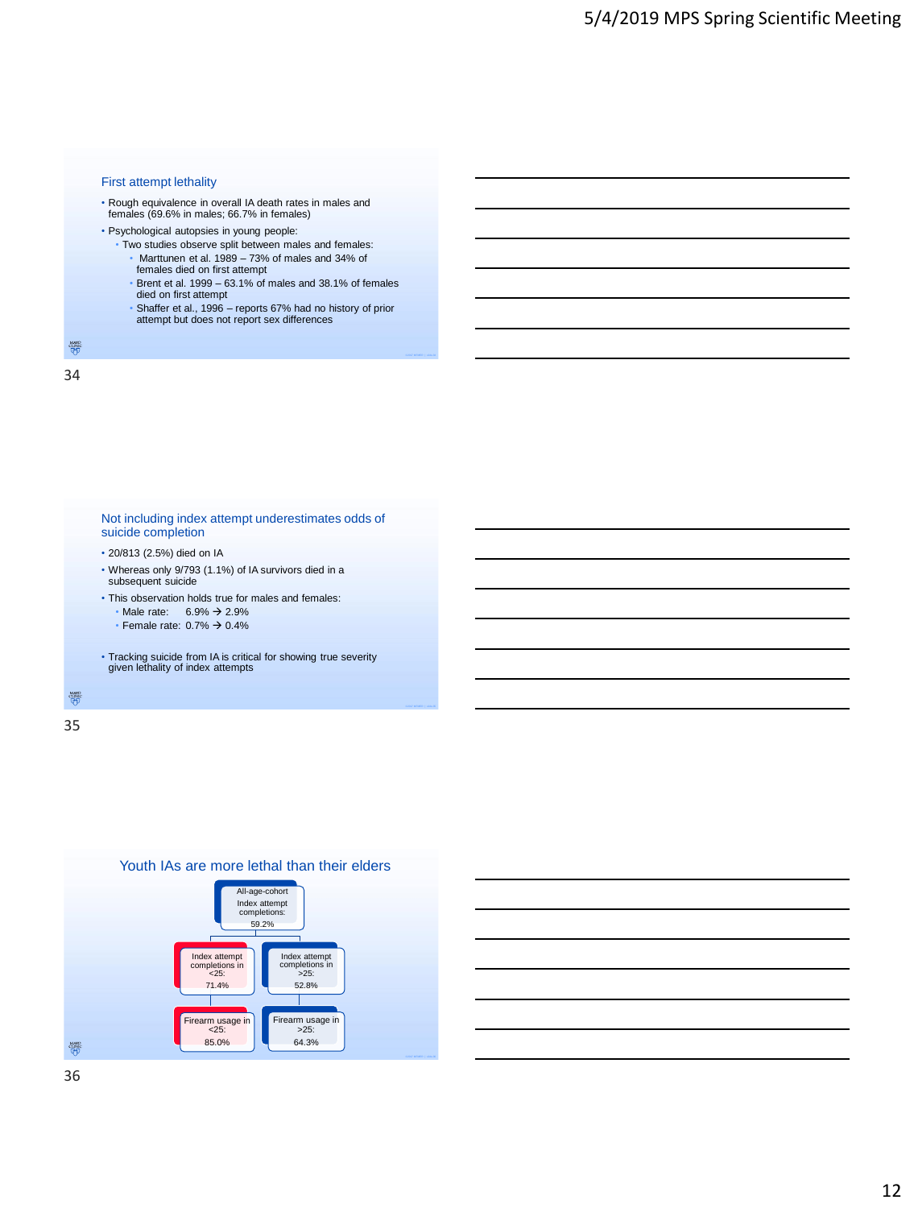## First attempt lethality

- Rough equivalence in overall IA death rates in males and females (69.6% in males; 66.7% in females)
- Psychological autopsies in young people:
  - Two studies observe split between males and females:
    - Marttunen et al. 1989 – 73% of males and 34% of females died on first attempt
    - Brent et al. 1999 – 63.1% of males and 38.1% of females died on first attempt
    - Shaffer et al., 1996 – reports 67% had no history of prior attempt but does not report sex differences

## Not including index attempt underestimates odds of suicide completion

- 20/813 (2.5%) died on IA
- Whereas only 9/793 (1.1%) of IA survivors died in a subsequent suicide
- This observation holds true for males and females:
  - Male rate: 6.9% → 2.9%
  - Female rate: 0.7% → 0.4%
- Tracking suicide from IA is critical for showing true severity given lethality of index attempts

## Youth IAs are more lethal than their elders

All-age-cohort Index attempt completions: 59.2%

- Index attempt completions in <25: 71.4%
  - Firearm usage in <25: 85.0%
- Index attempt completions in >25: 52.8%
  - Firearm usage in >25: 64.3%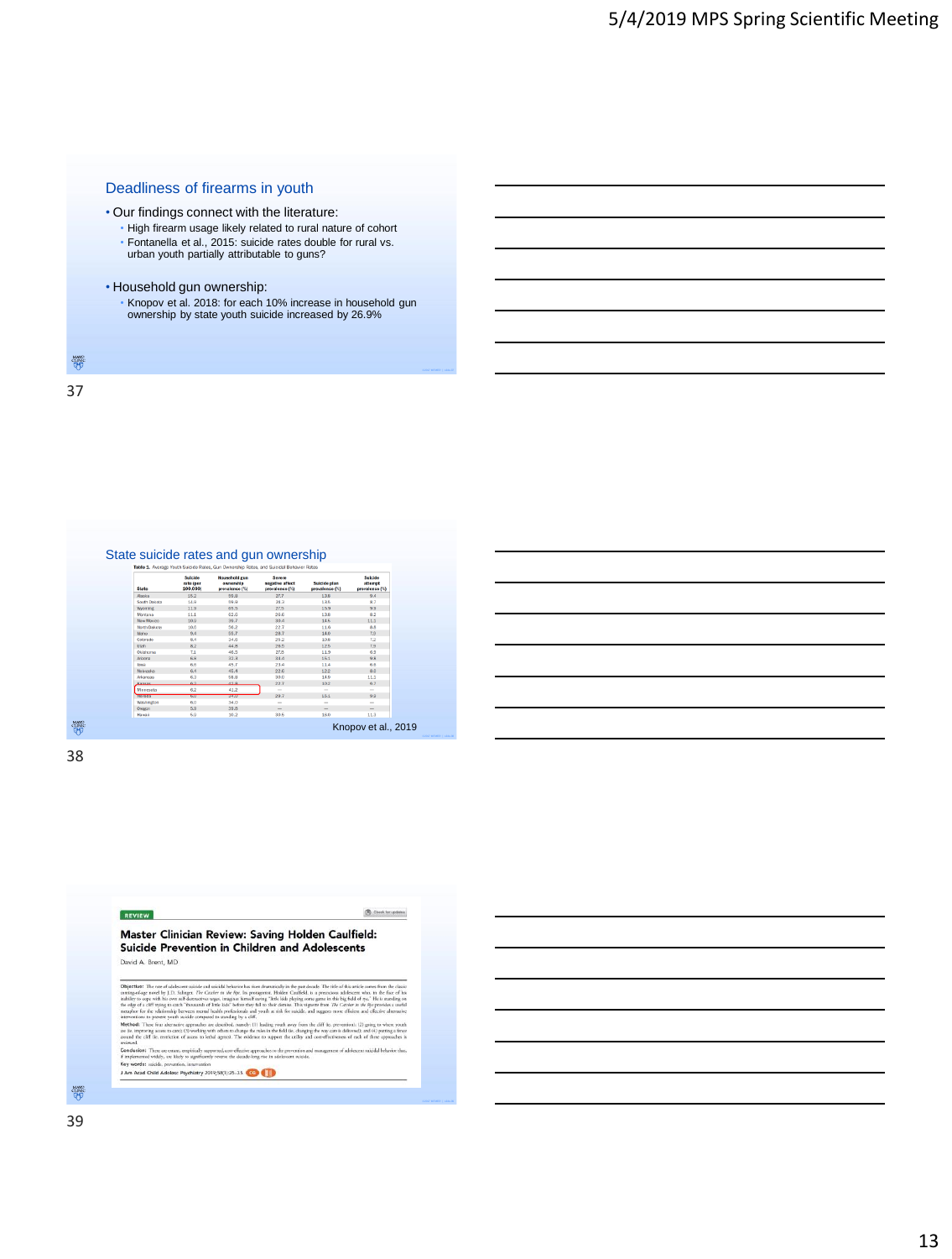## Deadliness of firearms in youth

- Our findings connect with the literature:
  - High firearm usage likely related to rural nature of cohort
  - Fontanella et al., 2015: suicide rates double for rural vs. urban youth partially attributable to guns?
- Household gun ownership:
  - Knopov et al. 2018: for each 10% increase in household gun ownership by state youth suicide increased by 26.9%

## State suicide rates and gun ownership

**Table 1.** Average Youth Suicide Rates, Gun Ownership Rates, and Suicidal Behavior Rates

| State | Suicide rate (per 100,000) | Household gun ownership prevalence (%) | Severe negative affect prevalence (%) | Suicide plan prevalence (%) | Suicide attempt prevalence (%) |
|---|---|---|---|---|---|
| Alaska | 15.2 | 55.8 | 27.7 | 13.8 | 9.4 |
| South Dakota | 14.9 | 59.9 | 28.3 | 13.5 | 8.7 |
| Wyoming | 11.9 | 65.5 | 27.5 | 15.9 | 9.9 |
| Montana | 11.1 | 62.6 | 26.6 | 13.8 | 8.2 |
| New Mexico | 10.0 | 39.7 | 30.4 | 14.5 | 11.1 |
| North Dakota | 10.0 | 56.2 | 22.7 | 11.6 | 8.8 |
| Idaho | 9.4 | 55.7 | 28.7 | 14.0 | 7.0 |
| Colorado | 8.4 | 34.6 | 25.2 | 10.6 | 7.2 |
| Utah | 8.2 | 44.8 | 26.5 | 12.5 | 7.5 |
| Oklahoma | 7.1 | 46.3 | 27.8 | 11.9 | 6.3 |
| Arizona | 6.9 | 31.3 | 31.4 | 15.1 | 9.8 |
| Iowa | 6.5 | 45.7 | 23.4 | 11.4 | 6.6 |
| Nebraska | 6.4 | 45.4 | 22.6 | 12.2 | 8.0 |
| Arkansas | 6.3 | 56.8 | 30.0 | 14.9 | 11.1 |
| Kansas | 6.1 | 42.8 | 22.7 | 10.2 | 6.7 |
| Minnesota | 6.2 | 41.2 | — | — | — |
| Nevada | 6.0 | 34.0 | 29.7 | 15.1 | 9.6 |
| Washington | 6.0 | 34.0 | — | — | — |
| Oregon | 5.9 | 39.8 | — | — | — |
| Hawaii | 5.0 | 10.2 | 30.6 | 16.0 | 11.3 |

Knopov et al., 2019

REVIEW

**Master Clinician Review: Saving Holden Caulfield: Suicide Prevention in Children and Adolescents**

David A. Brent, MD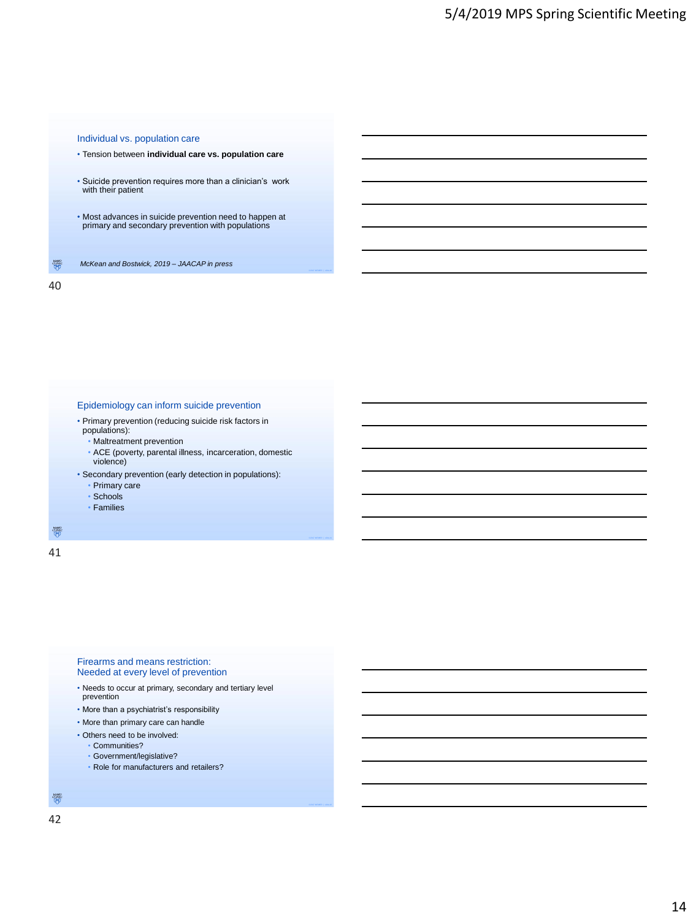## Individual vs. population care

- Tension between **individual care vs. population care**
- Suicide prevention requires more than a clinician's work with their patient
- Most advances in suicide prevention need to happen at primary and secondary prevention with populations

*McKean and Bostwick, 2019 – JAACAP in press*

## Epidemiology can inform suicide prevention

- Primary prevention (reducing suicide risk factors in populations):
  - Maltreatment prevention
  - ACE (poverty, parental illness, incarceration, domestic violence)
- Secondary prevention (early detection in populations):
  - Primary care
  - Schools
  - Families

## Firearms and means restriction: Needed at every level of prevention

- Needs to occur at primary, secondary and tertiary level prevention
- More than a psychiatrist's responsibility
- More than primary care can handle
- Others need to be involved:
  - Communities?
  - Government/legislative?
  - Role for manufacturers and retailers?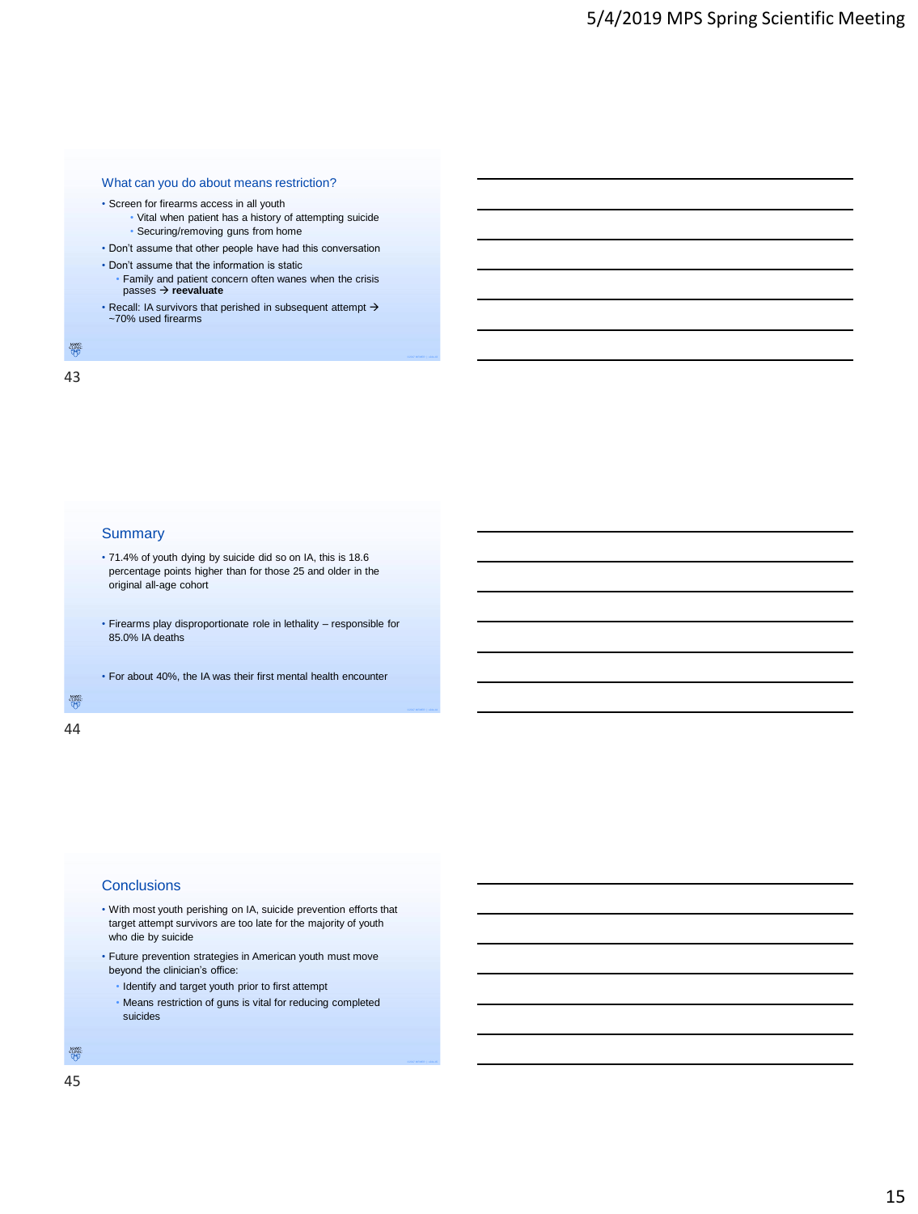## What can you do about means restriction?

- Screen for firearms access in all youth
  - Vital when patient has a history of attempting suicide
  - Securing/removing guns from home
- Don't assume that other people have had this conversation
- Don't assume that the information is static
  - Family and patient concern often wanes when the crisis passes → **reevaluate**
- Recall: IA survivors that perished in subsequent attempt → ~70% used firearms

## Summary

- 71.4% of youth dying by suicide did so on IA, this is 18.6 percentage points higher than for those 25 and older in the original all-age cohort
- Firearms play disproportionate role in lethality – responsible for 85.0% IA deaths
- For about 40%, the IA was their first mental health encounter

## Conclusions

- With most youth perishing on IA, suicide prevention efforts that target attempt survivors are too late for the majority of youth who die by suicide
- Future prevention strategies in American youth must move beyond the clinician's office:
  - Identify and target youth prior to first attempt
  - Means restriction of guns is vital for reducing completed suicides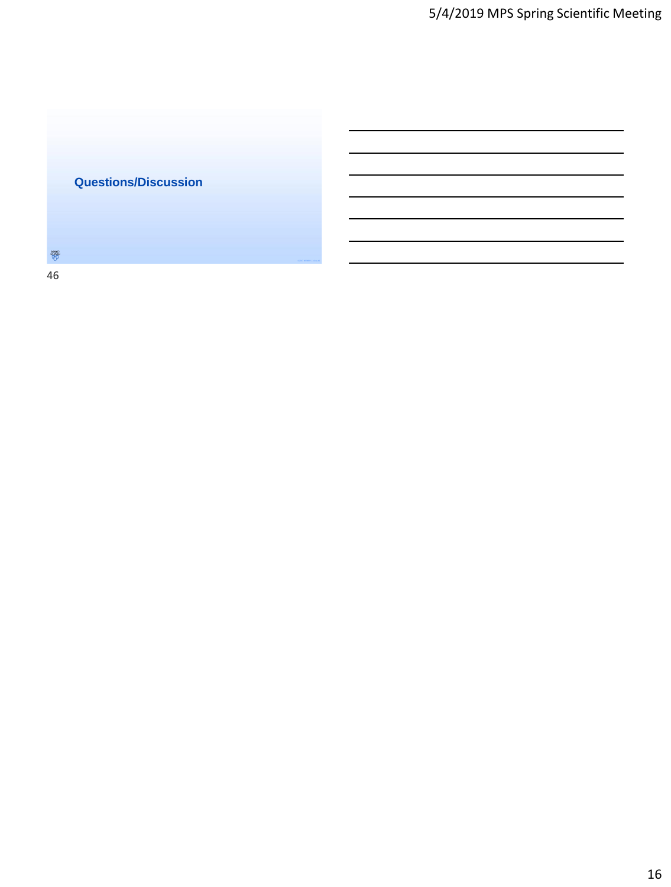Questions/Discussion

46